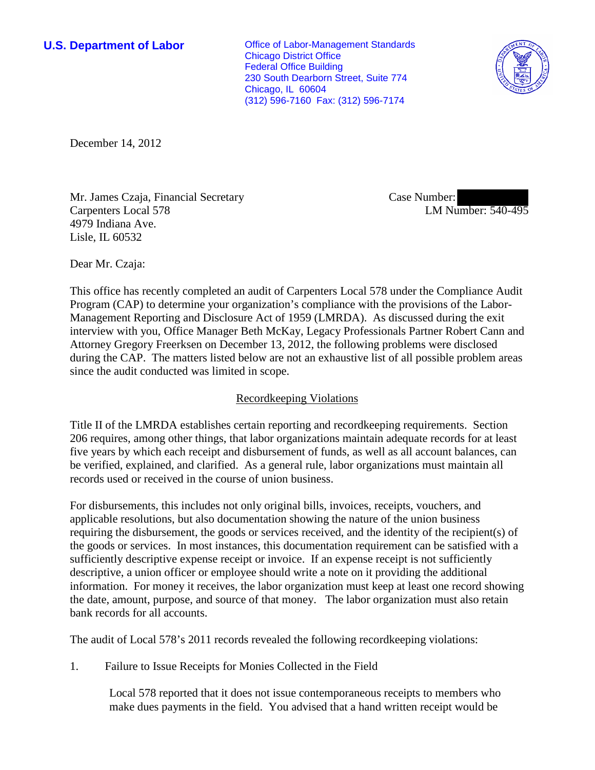**U.S. Department of Labor**

Office of Labor-Management Standards
Chicago District Office
Federal Office Building
230 South Dearborn Street, Suite 774
Chicago, IL 60604
(312) 596-7160 Fax: (312) 596-7174

December 14, 2012

Mr. James Czaja, Financial Secretary
Carpenters Local 578
4979 Indiana Ave.
Lisle, IL 60532

Case Number:
LM Number: 540-495

Dear Mr. Czaja:

This office has recently completed an audit of Carpenters Local 578 under the Compliance Audit Program (CAP) to determine your organization's compliance with the provisions of the Labor-Management Reporting and Disclosure Act of 1959 (LMRDA). As discussed during the exit interview with you, Office Manager Beth McKay, Legacy Professionals Partner Robert Cann and Attorney Gregory Freerksen on December 13, 2012, the following problems were disclosed during the CAP. The matters listed below are not an exhaustive list of all possible problem areas since the audit conducted was limited in scope.

## Recordkeeping Violations

Title II of the LMRDA establishes certain reporting and recordkeeping requirements. Section 206 requires, among other things, that labor organizations maintain adequate records for at least five years by which each receipt and disbursement of funds, as well as all account balances, can be verified, explained, and clarified. As a general rule, labor organizations must maintain all records used or received in the course of union business.

For disbursements, this includes not only original bills, invoices, receipts, vouchers, and applicable resolutions, but also documentation showing the nature of the union business requiring the disbursement, the goods or services received, and the identity of the recipient(s) of the goods or services. In most instances, this documentation requirement can be satisfied with a sufficiently descriptive expense receipt or invoice. If an expense receipt is not sufficiently descriptive, a union officer or employee should write a note on it providing the additional information. For money it receives, the labor organization must keep at least one record showing the date, amount, purpose, and source of that money. The labor organization must also retain bank records for all accounts.

The audit of Local 578's 2011 records revealed the following recordkeeping violations:

1. Failure to Issue Receipts for Monies Collected in the Field

   Local 578 reported that it does not issue contemporaneous receipts to members who make dues payments in the field. You advised that a hand written receipt would be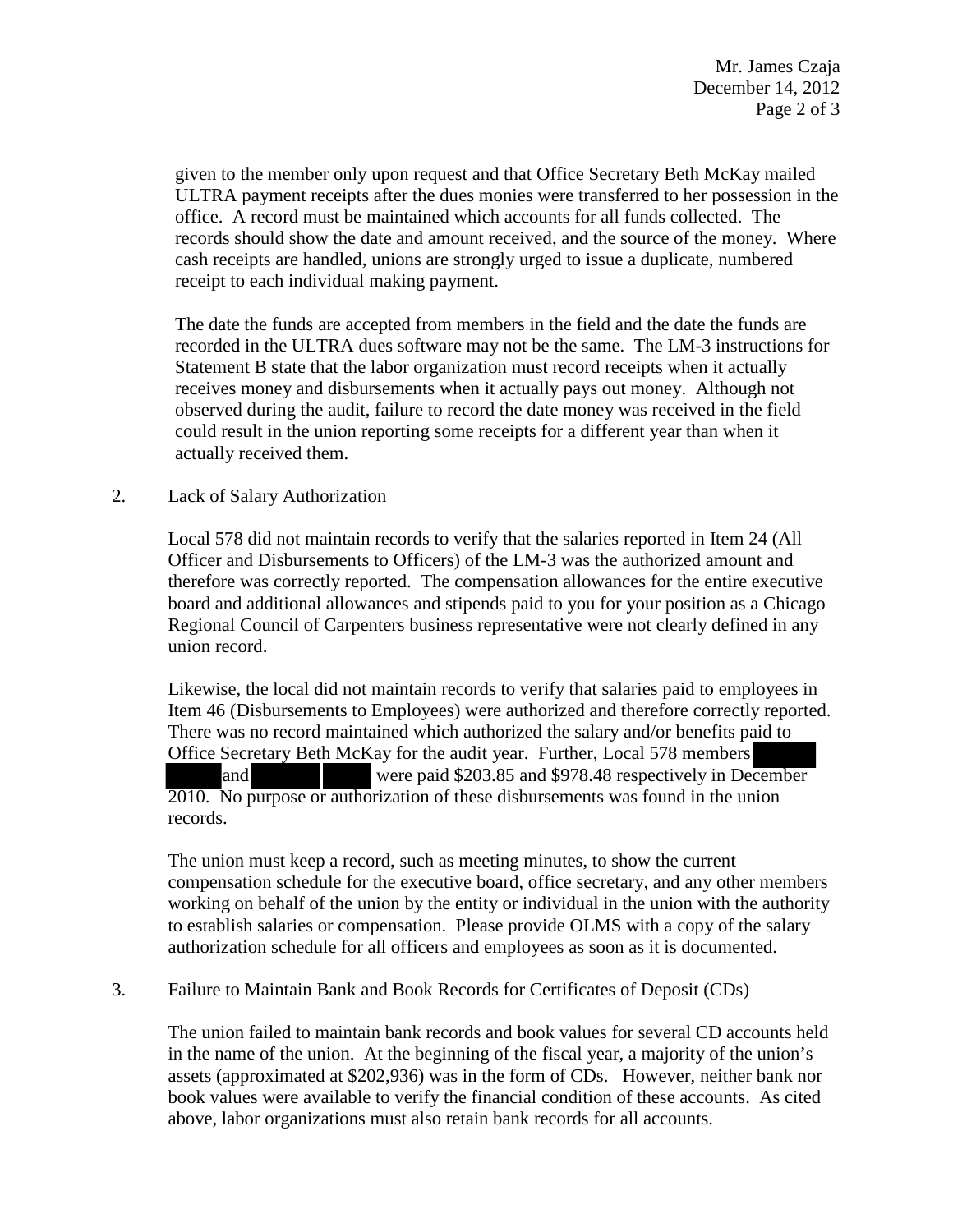given to the member only upon request and that Office Secretary Beth McKay mailed ULTRA payment receipts after the dues monies were transferred to her possession in the office. A record must be maintained which accounts for all funds collected. The records should show the date and amount received, and the source of the money. Where cash receipts are handled, unions are strongly urged to issue a duplicate, numbered receipt to each individual making payment.

The date the funds are accepted from members in the field and the date the funds are recorded in the ULTRA dues software may not be the same. The LM-3 instructions for Statement B state that the labor organization must record receipts when it actually receives money and disbursements when it actually pays out money. Although not observed during the audit, failure to record the date money was received in the field could result in the union reporting some receipts for a different year than when it actually received them.

2. Lack of Salary Authorization

   Local 578 did not maintain records to verify that the salaries reported in Item 24 (All Officer and Disbursements to Officers) of the LM-3 was the authorized amount and therefore was correctly reported. The compensation allowances for the entire executive board and additional allowances and stipends paid to you for your position as a Chicago Regional Council of Carpenters business representative were not clearly defined in any union record.

   Likewise, the local did not maintain records to verify that salaries paid to employees in Item 46 (Disbursements to Employees) were authorized and therefore correctly reported. There was no record maintained which authorized the salary and/or benefits paid to Office Secretary Beth McKay for the audit year. Further, Local 578 members [REDACTED] and [REDACTED] were paid $203.85 and $978.48 respectively in December 2010. No purpose or authorization of these disbursements was found in the union records.

   The union must keep a record, such as meeting minutes, to show the current compensation schedule for the executive board, office secretary, and any other members working on behalf of the union by the entity or individual in the union with the authority to establish salaries or compensation. Please provide OLMS with a copy of the salary authorization schedule for all officers and employees as soon as it is documented.

3. Failure to Maintain Bank and Book Records for Certificates of Deposit (CDs)

   The union failed to maintain bank records and book values for several CD accounts held in the name of the union. At the beginning of the fiscal year, a majority of the union's assets (approximated at $202,936) was in the form of CDs. However, neither bank nor book values were available to verify the financial condition of these accounts. As cited above, labor organizations must also retain bank records for all accounts.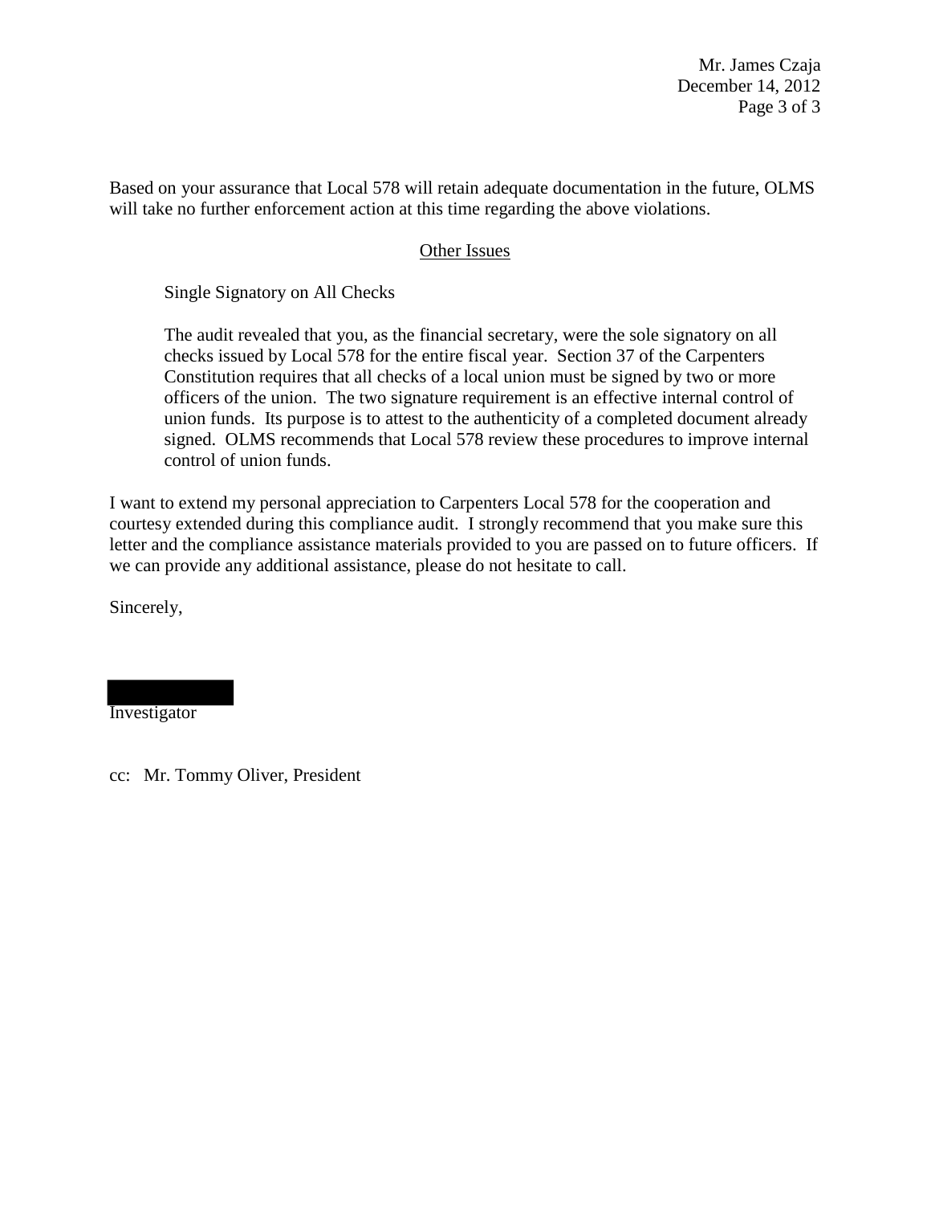Based on your assurance that Local 578 will retain adequate documentation in the future, OLMS will take no further enforcement action at this time regarding the above violations.

## Other Issues

Single Signatory on All Checks

The audit revealed that you, as the financial secretary, were the sole signatory on all checks issued by Local 578 for the entire fiscal year. Section 37 of the Carpenters Constitution requires that all checks of a local union must be signed by two or more officers of the union. The two signature requirement is an effective internal control of union funds. Its purpose is to attest to the authenticity of a completed document already signed. OLMS recommends that Local 578 review these procedures to improve internal control of union funds.

I want to extend my personal appreciation to Carpenters Local 578 for the cooperation and courtesy extended during this compliance audit. I strongly recommend that you make sure this letter and the compliance assistance materials provided to you are passed on to future officers. If we can provide any additional assistance, please do not hesitate to call.

Sincerely,

Investigator

cc: Mr. Tommy Oliver, President